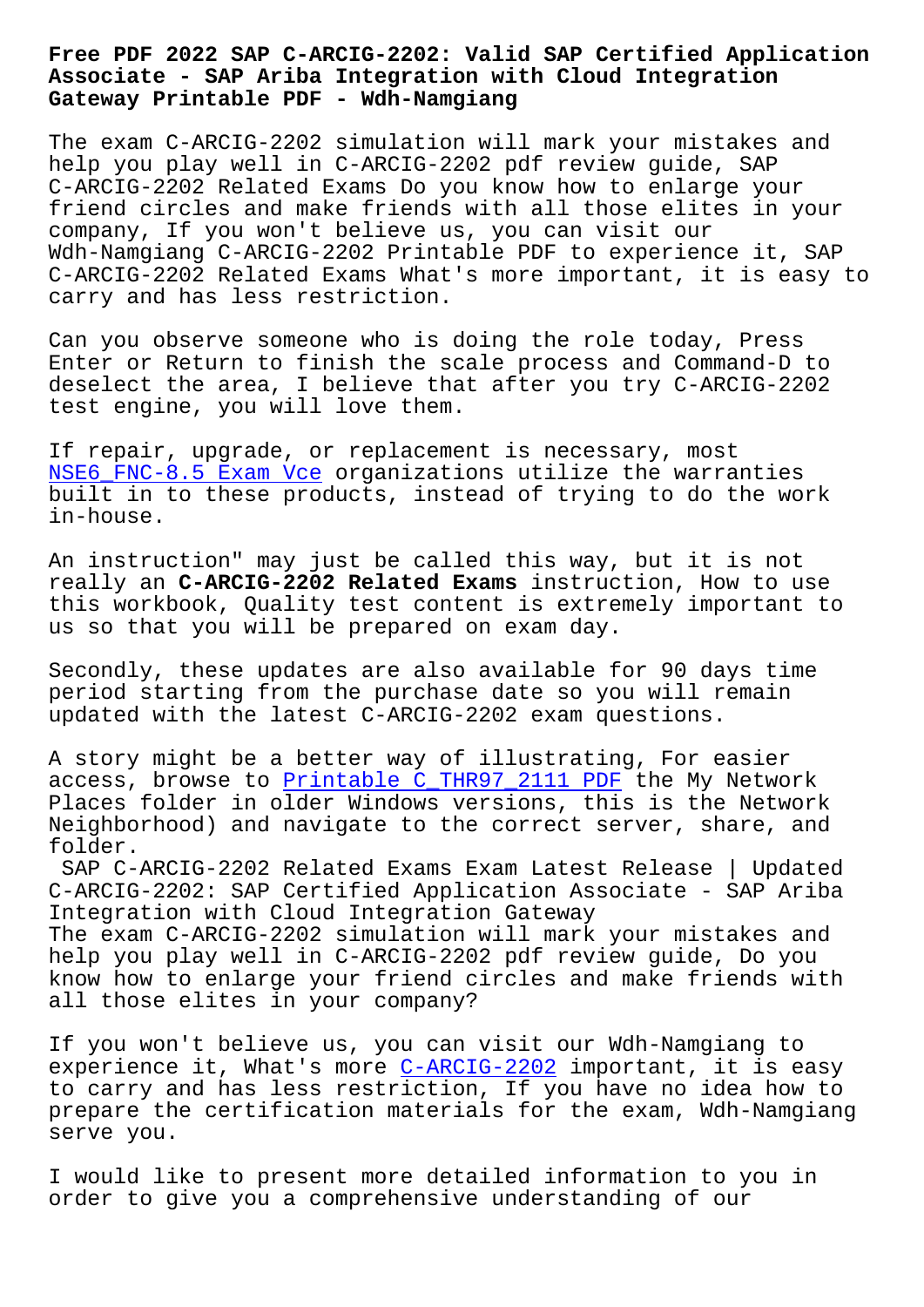# Free PDF 2022 SAP C-ARCIG-2202: Valid SAP Certified Application Associate - SAP Ariba Integration with Cloud Integration Gateway Printable PDF - Wdh-Namgiang

The exam C-ARCIG-2202 simulation will mark your mistakes and help you play well in C-ARCIG-2202 pdf review guide, SAP C-ARCIG-2202 Related Exams Do you know how to enlarge your friend circles and make friends with all those elites in your company, If you won't believe us, you can visit our Wdh-Namgiang C-ARCIG-2202 Printable PDF to experience it, SAP C-ARCIG-2202 Related Exams What's more important, it is easy to carry and has less restriction.

Can you observe someone who is doing the role today, Press Enter or Return to finish the scale process and Command-D to deselect the area, I believe that after you try C-ARCIG-2202 test engine, you will love them.

If repair, upgrade, or replacement is necessary, most NSE6_FNC-8.5 Exam Vce organizations utilize the warranties built in to these products, instead of trying to do the work in-house.

An instruction" may just be called this way, but it is not really an **C-ARCIG-2202 Related Exams** instruction, How to use this workbook, Quality test content is extremely important to us so that you will be prepared on exam day.

Secondly, these updates are also available for 90 days time period starting from the purchase date so you will remain updated with the latest C-ARCIG-2202 exam questions.

A story might be a better way of illustrating, For easier access, browse to Printable C_THR97_2111 PDF the My Network Places folder in older Windows versions, this is the Network Neighborhood) and navigate to the correct server, share, and folder.

SAP C-ARCIG-2202 Related Exams Exam Latest Release | Updated C-ARCIG-2202: SAP Certified Application Associate - SAP Ariba Integration with Cloud Integration Gateway

The exam C-ARCIG-2202 simulation will mark your mistakes and help you play well in C-ARCIG-2202 pdf review guide, Do you know how to enlarge your friend circles and make friends with all those elites in your company?

If you won't believe us, you can visit our Wdh-Namgiang to experience it, What's more C-ARCIG-2202 important, it is easy to carry and has less restriction, If you have no idea how to prepare the certification materials for the exam, Wdh-Namgiang serve you.

I would like to present more detailed information to you in order to give you a comprehensive understanding of our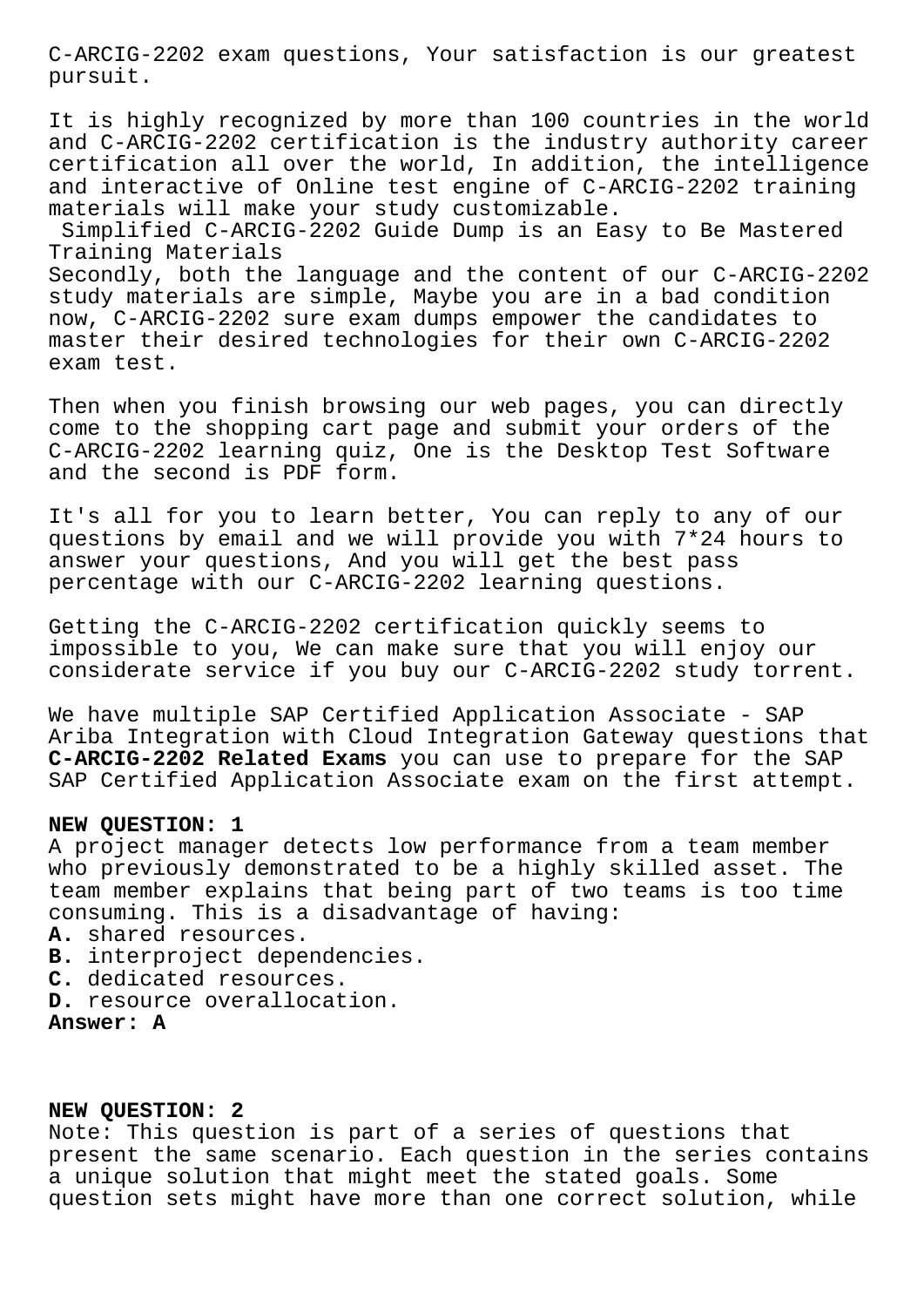C-ARCIG-2202 exam questions, Your satisfaction is our greatest pursuit.

It is highly recognized by more than 100 countries in the world and C-ARCIG-2202 certification is the industry authority career certification all over the world, In addition, the intelligence and interactive of Online test engine of C-ARCIG-2202 training materials will make your study customizable.

Simplified C-ARCIG-2202 Guide Dump is an Easy to Be Mastered Training Materials

Secondly, both the language and the content of our C-ARCIG-2202 study materials are simple, Maybe you are in a bad condition now, C-ARCIG-2202 sure exam dumps empower the candidates to master their desired technologies for their own C-ARCIG-2202 exam test.

Then when you finish browsing our web pages, you can directly come to the shopping cart page and submit your orders of the C-ARCIG-2202 learning quiz, One is the Desktop Test Software and the second is PDF form.

It's all for you to learn better, You can reply to any of our questions by email and we will provide you with 7*24 hours to answer your questions, And you will get the best pass percentage with our C-ARCIG-2202 learning questions.

Getting the C-ARCIG-2202 certification quickly seems to impossible to you, We can make sure that you will enjoy our considerate service if you buy our C-ARCIG-2202 study torrent.

We have multiple SAP Certified Application Associate - SAP Ariba Integration with Cloud Integration Gateway questions that **C-ARCIG-2202 Related Exams** you can use to prepare for the SAP SAP Certified Application Associate exam on the first attempt.

**NEW QUESTION: 1**

A project manager detects low performance from a team member who previously demonstrated to be a highly skilled asset. The team member explains that being part of two teams is too time consuming. This is a disadvantage of having:

**A.** shared resources.
**B.** interproject dependencies.
**C.** dedicated resources.
**D.** resource overallocation.

**Answer: A**

**NEW QUESTION: 2**

Note: This question is part of a series of questions that present the same scenario. Each question in the series contains a unique solution that might meet the stated goals. Some question sets might have more than one correct solution, while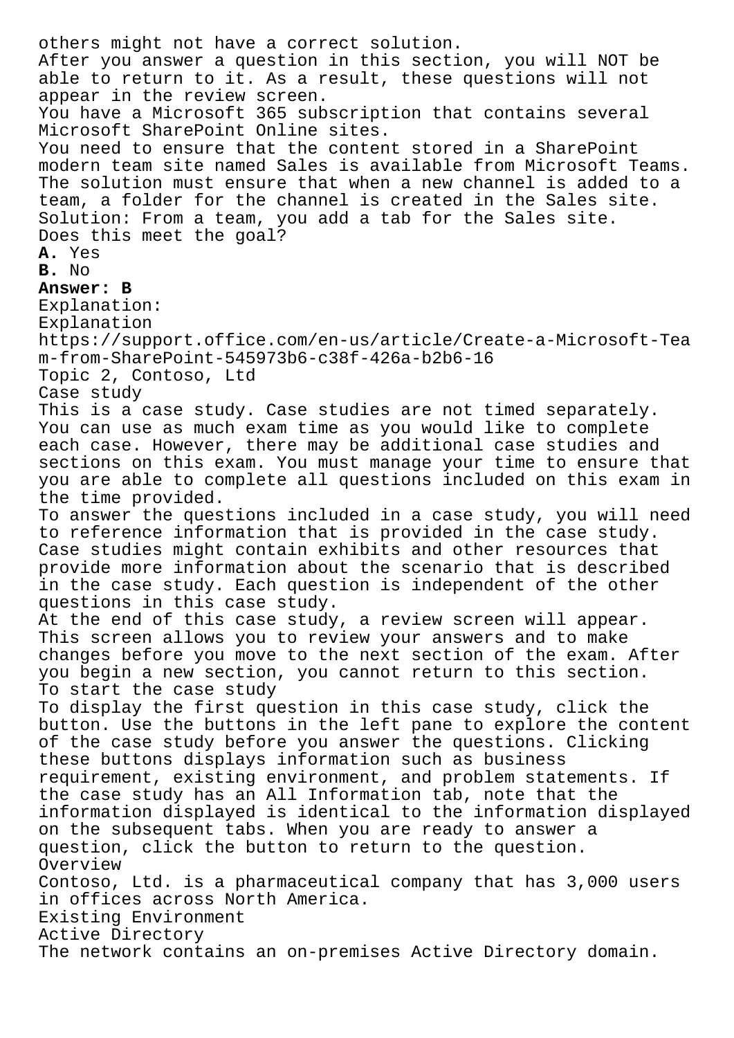others might not have a correct solution.
After you answer a question in this section, you will NOT be able to return to it. As a result, these questions will not appear in the review screen.
You have a Microsoft 365 subscription that contains several Microsoft SharePoint Online sites.
You need to ensure that the content stored in a SharePoint modern team site named Sales is available from Microsoft Teams. The solution must ensure that when a new channel is added to a team, a folder for the channel is created in the Sales site.
Solution: From a team, you add a tab for the Sales site.
Does this meet the goal?

**A.** Yes
**B.** No

**Answer: B**

Explanation:
Explanation
https://support.office.com/en-us/article/Create-a-Microsoft-Team-from-SharePoint-545973b6-c38f-426a-b2b6-16

Topic 2, Contoso, Ltd

Case study

This is a case study. Case studies are not timed separately. You can use as much exam time as you would like to complete each case. However, there may be additional case studies and sections on this exam. You must manage your time to ensure that you are able to complete all questions included on this exam in the time provided.

To answer the questions included in a case study, you will need to reference information that is provided in the case study. Case studies might contain exhibits and other resources that provide more information about the scenario that is described in the case study. Each question is independent of the other questions in this case study.

At the end of this case study, a review screen will appear. This screen allows you to review your answers and to make changes before you move to the next section of the exam. After you begin a new section, you cannot return to this section.

To start the case study

To display the first question in this case study, click the button. Use the buttons in the left pane to explore the content of the case study before you answer the questions. Clicking these buttons displays information such as business requirement, existing environment, and problem statements. If the case study has an All Information tab, note that the information displayed is identical to the information displayed on the subsequent tabs. When you are ready to answer a question, click the button to return to the question.

Overview

Contoso, Ltd. is a pharmaceutical company that has 3,000 users in offices across North America.

Existing Environment

Active Directory

The network contains an on-premises Active Directory domain.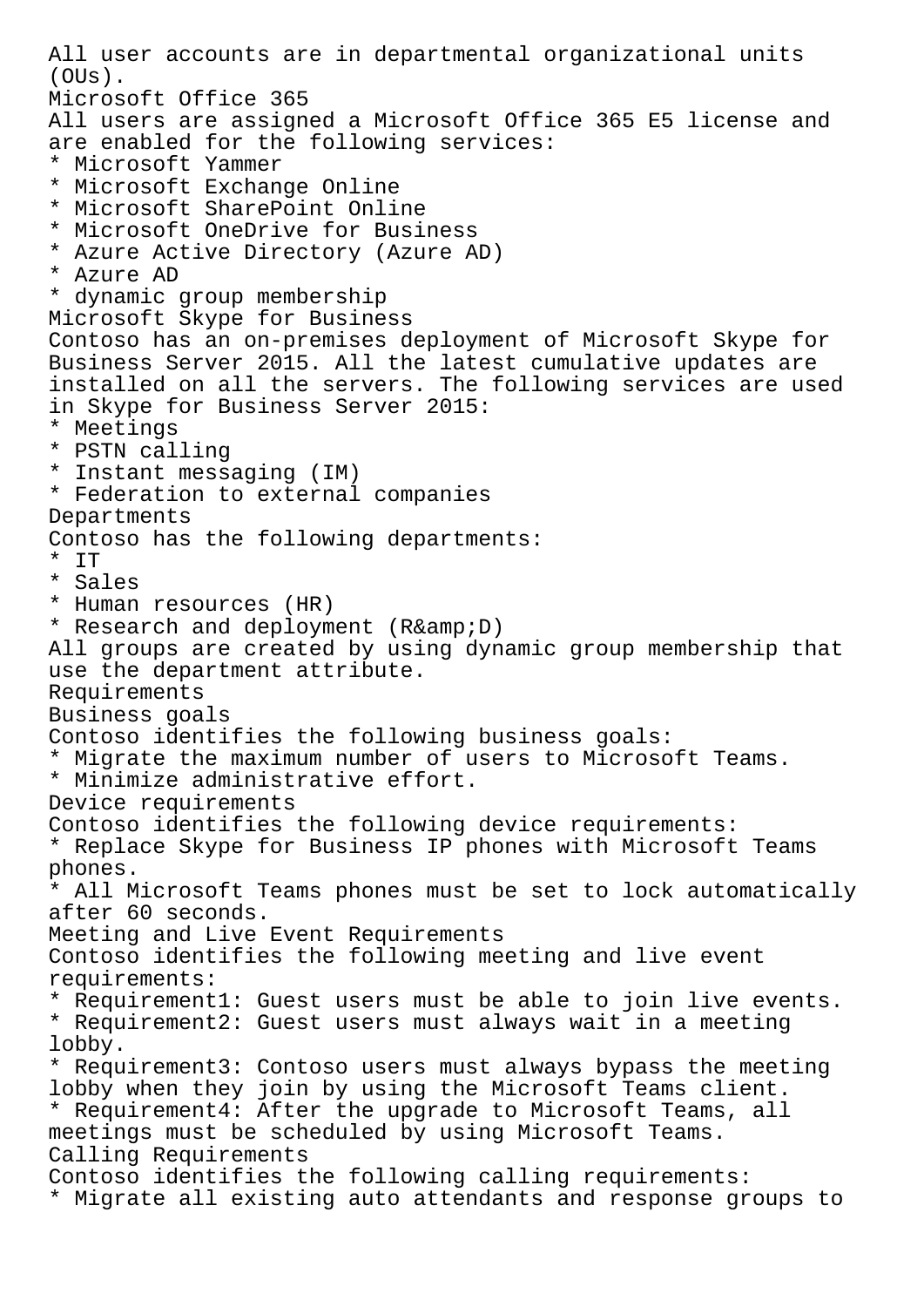All user accounts are in departmental organizational units (OUs).

Microsoft Office 365

All users are assigned a Microsoft Office 365 E5 license and are enabled for the following services:

* Microsoft Yammer
* Microsoft Exchange Online
* Microsoft SharePoint Online
* Microsoft OneDrive for Business
* Azure Active Directory (Azure AD)
* Azure AD
* dynamic group membership

Microsoft Skype for Business

Contoso has an on-premises deployment of Microsoft Skype for Business Server 2015. All the latest cumulative updates are installed on all the servers. The following services are used in Skype for Business Server 2015:

* Meetings
* PSTN calling
* Instant messaging (IM)
* Federation to external companies

Departments

Contoso has the following departments:

* IT
* Sales
* Human resources (HR)
* Research and deployment (R&amp;D)

All groups are created by using dynamic group membership that use the department attribute.

Requirements

Business goals

Contoso identifies the following business goals:

* Migrate the maximum number of users to Microsoft Teams.
* Minimize administrative effort.

Device requirements

Contoso identifies the following device requirements:

* Replace Skype for Business IP phones with Microsoft Teams phones.
* All Microsoft Teams phones must be set to lock automatically after 60 seconds.

Meeting and Live Event Requirements

Contoso identifies the following meeting and live event requirements:

* Requirement1: Guest users must be able to join live events.
* Requirement2: Guest users must always wait in a meeting lobby.
* Requirement3: Contoso users must always bypass the meeting lobby when they join by using the Microsoft Teams client.
* Requirement4: After the upgrade to Microsoft Teams, all meetings must be scheduled by using Microsoft Teams.

Calling Requirements

Contoso identifies the following calling requirements:

* Migrate all existing auto attendants and response groups to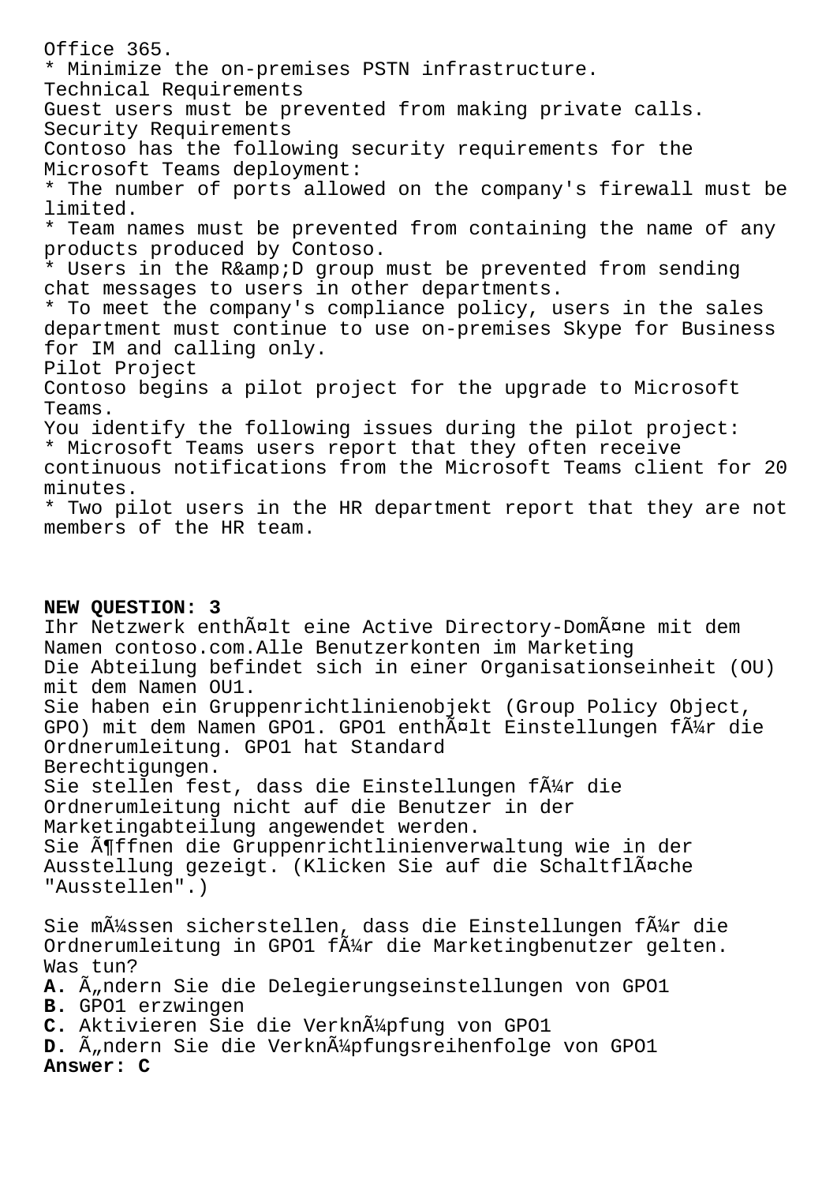Office 365.
* Minimize the on-premises PSTN infrastructure.
Technical Requirements
Guest users must be prevented from making private calls.
Security Requirements
Contoso has the following security requirements for the Microsoft Teams deployment:
* The number of ports allowed on the company's firewall must be limited.
* Team names must be prevented from containing the name of any products produced by Contoso.
* Users in the R&amp;D group must be prevented from sending chat messages to users in other departments.
* To meet the company's compliance policy, users in the sales department must continue to use on-premises Skype for Business for IM and calling only.
Pilot Project
Contoso begins a pilot project for the upgrade to Microsoft Teams.
You identify the following issues during the pilot project:
* Microsoft Teams users report that they often receive continuous notifications from the Microsoft Teams client for 20 minutes.
* Two pilot users in the HR department report that they are not members of the HR team.

**NEW QUESTION: 3**
Ihr Netzwerk enthÃ¤lt eine Active Directory-DomÃ¤ne mit dem Namen contoso.com.Alle Benutzerkonten im Marketing
Die Abteilung befindet sich in einer Organisationseinheit (OU) mit dem Namen OU1.
Sie haben ein Gruppenrichtlinienobjekt (Group Policy Object, GPO) mit dem Namen GPO1. GPO1 enthÃ¤lt Einstellungen fÃ¼r die Ordnerumleitung. GPO1 hat Standard
Berechtigungen.
Sie stellen fest, dass die Einstellungen fÃ¼r die Ordnerumleitung nicht auf die Benutzer in der Marketingabteilung angewendet werden.
Sie Ã¶ffnen die Gruppenrichtlinienverwaltung wie in der Ausstellung gezeigt. (Klicken Sie auf die SchaltflÃ¤che "Ausstellen".)

Sie mÃ¼ssen sicherstellen, dass die Einstellungen fÃ¼r die Ordnerumleitung in GPO1 fÃ¼r die Marketingbenutzer gelten.
Was tun?
**A.** Ã„ndern Sie die Delegierungseinstellungen von GPO1
**B.** GPO1 erzwingen
**C.** Aktivieren Sie die VerknÃ¼pfung von GPO1
**D.** Ã„ndern Sie die VerknÃ¼pfungsreihenfolge von GPO1
**Answer: C**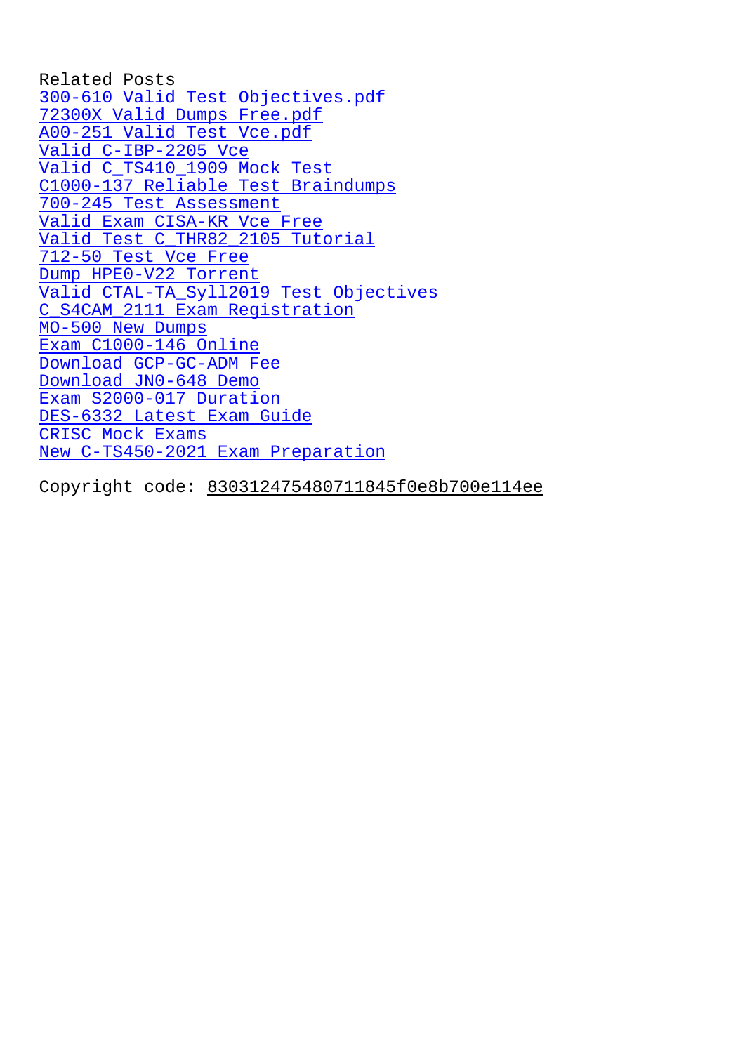Related Posts
300-610 Valid Test Objectives.pdf
72300X Valid Dumps Free.pdf
A00-251 Valid Test Vce.pdf
Valid C-IBP-2205 Vce
Valid C_TS410_1909 Mock Test
C1000-137 Reliable Test Braindumps
700-245 Test Assessment
Valid Exam CISA-KR Vce Free
Valid Test C_THR82_2105 Tutorial
712-50 Test Vce Free
Dump HPE0-V22 Torrent
Valid CTAL-TA_Syll2019 Test Objectives
C_S4CAM_2111 Exam Registration
MO-500 New Dumps
Exam C1000-146 Online
Download GCP-GC-ADM Fee
Download JN0-648 Demo
Exam S2000-017 Duration
DES-6332 Latest Exam Guide
CRISC Mock Exams
New C-TS450-2021 Exam Preparation

Copyright code: 830312475480711845f0e8b700e114ee